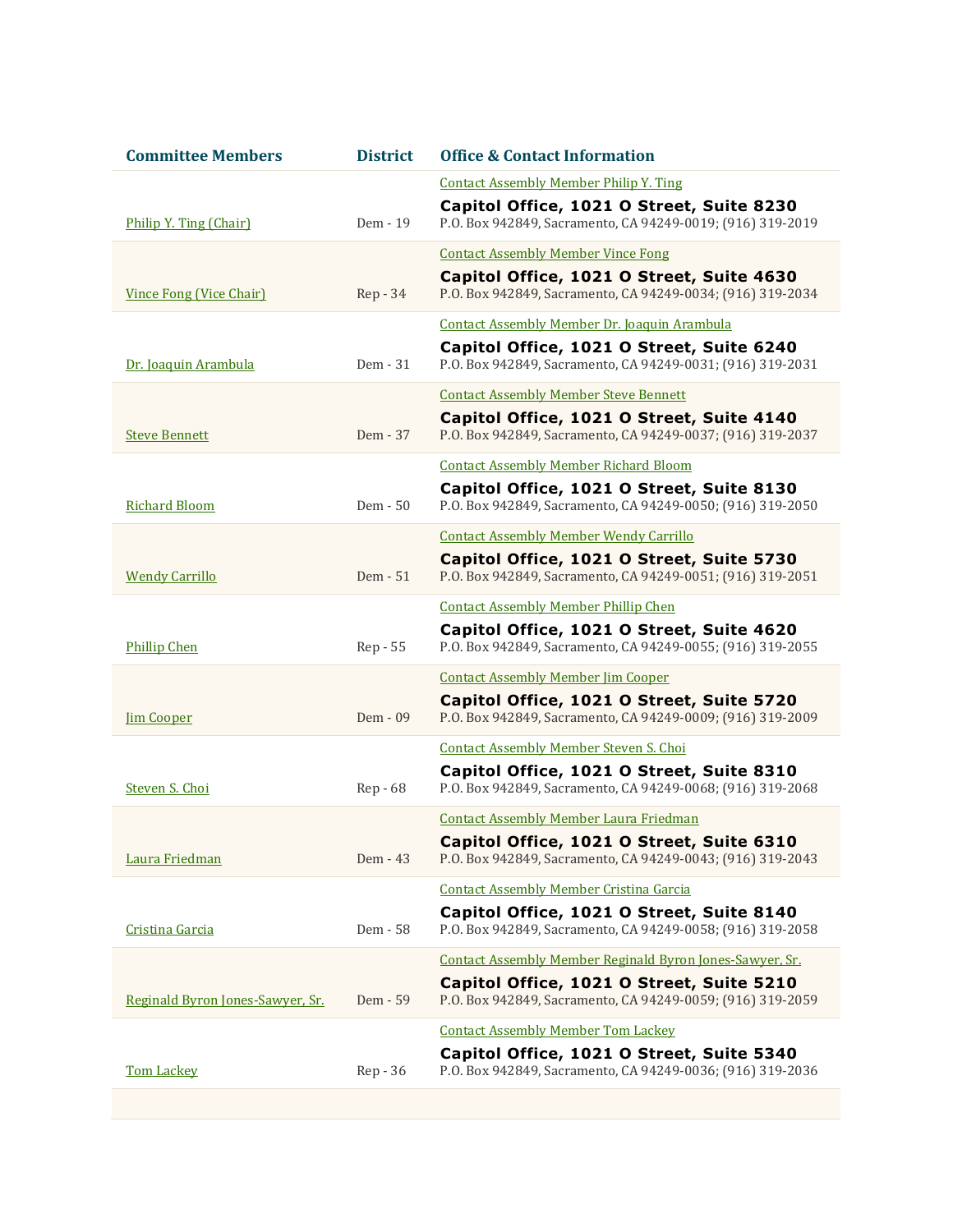| Committee Members | District | Office & Contact Information |
| --- | --- | --- |
| Philip Y. Ting (Chair) | Dem - 19 | Contact Assembly Member Philip Y. Ting<br>**Capitol Office, 1021 O Street, Suite 8230**<br>P.O. Box 942849, Sacramento, CA 94249-0019; (916) 319-2019 |
| Vince Fong (Vice Chair) | Rep - 34 | Contact Assembly Member Vince Fong<br>**Capitol Office, 1021 O Street, Suite 4630**<br>P.O. Box 942849, Sacramento, CA 94249-0034; (916) 319-2034 |
| Dr. Joaquin Arambula | Dem - 31 | Contact Assembly Member Dr. Joaquin Arambula<br>**Capitol Office, 1021 O Street, Suite 6240**<br>P.O. Box 942849, Sacramento, CA 94249-0031; (916) 319-2031 |
| Steve Bennett | Dem - 37 | Contact Assembly Member Steve Bennett<br>**Capitol Office, 1021 O Street, Suite 4140**<br>P.O. Box 942849, Sacramento, CA 94249-0037; (916) 319-2037 |
| Richard Bloom | Dem - 50 | Contact Assembly Member Richard Bloom<br>**Capitol Office, 1021 O Street, Suite 8130**<br>P.O. Box 942849, Sacramento, CA 94249-0050; (916) 319-2050 |
| Wendy Carrillo | Dem - 51 | Contact Assembly Member Wendy Carrillo<br>**Capitol Office, 1021 O Street, Suite 5730**<br>P.O. Box 942849, Sacramento, CA 94249-0051; (916) 319-2051 |
| Phillip Chen | Rep - 55 | Contact Assembly Member Phillip Chen<br>**Capitol Office, 1021 O Street, Suite 4620**<br>P.O. Box 942849, Sacramento, CA 94249-0055; (916) 319-2055 |
| Jim Cooper | Dem - 09 | Contact Assembly Member Jim Cooper<br>**Capitol Office, 1021 O Street, Suite 5720**<br>P.O. Box 942849, Sacramento, CA 94249-0009; (916) 319-2009 |
| Steven S. Choi | Rep - 68 | Contact Assembly Member Steven S. Choi<br>**Capitol Office, 1021 O Street, Suite 8310**<br>P.O. Box 942849, Sacramento, CA 94249-0068; (916) 319-2068 |
| Laura Friedman | Dem - 43 | Contact Assembly Member Laura Friedman<br>**Capitol Office, 1021 O Street, Suite 6310**<br>P.O. Box 942849, Sacramento, CA 94249-0043; (916) 319-2043 |
| Cristina Garcia | Dem - 58 | Contact Assembly Member Cristina Garcia<br>**Capitol Office, 1021 O Street, Suite 8140**<br>P.O. Box 942849, Sacramento, CA 94249-0058; (916) 319-2058 |
| Reginald Byron Jones-Sawyer, Sr. | Dem - 59 | Contact Assembly Member Reginald Byron Jones-Sawyer, Sr.<br>**Capitol Office, 1021 O Street, Suite 5210**<br>P.O. Box 942849, Sacramento, CA 94249-0059; (916) 319-2059 |
| Tom Lackey | Rep - 36 | Contact Assembly Member Tom Lackey<br>**Capitol Office, 1021 O Street, Suite 5340**<br>P.O. Box 942849, Sacramento, CA 94249-0036; (916) 319-2036 |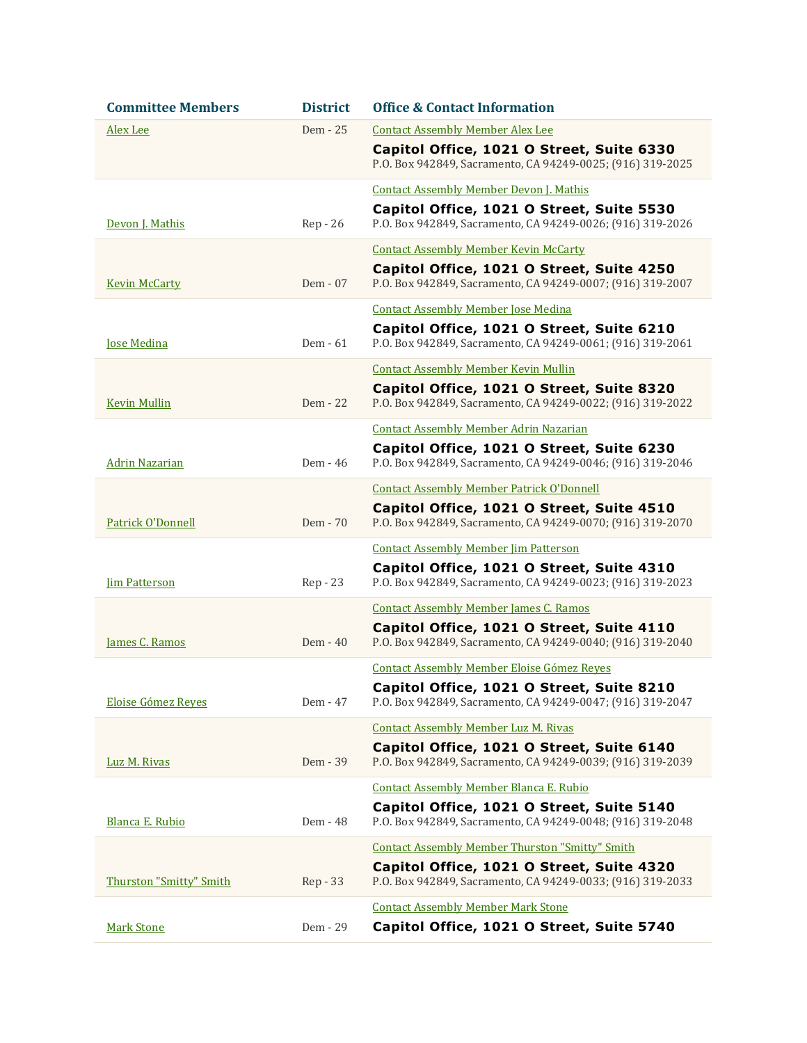| Committee Members | District | Office & Contact Information |
| --- | --- | --- |
| Alex Lee | Dem - 25 | Contact Assembly Member Alex Lee<br>**Capitol Office, 1021 O Street, Suite 6330**<br>P.O. Box 942849, Sacramento, CA 94249-0025; (916) 319-2025 |
| Devon J. Mathis | Rep - 26 | Contact Assembly Member Devon J. Mathis<br>**Capitol Office, 1021 O Street, Suite 5530**<br>P.O. Box 942849, Sacramento, CA 94249-0026; (916) 319-2026 |
| Kevin McCarty | Dem - 07 | Contact Assembly Member Kevin McCarty<br>**Capitol Office, 1021 O Street, Suite 4250**<br>P.O. Box 942849, Sacramento, CA 94249-0007; (916) 319-2007 |
| Jose Medina | Dem - 61 | Contact Assembly Member Jose Medina<br>**Capitol Office, 1021 O Street, Suite 6210**<br>P.O. Box 942849, Sacramento, CA 94249-0061; (916) 319-2061 |
| Kevin Mullin | Dem - 22 | Contact Assembly Member Kevin Mullin<br>**Capitol Office, 1021 O Street, Suite 8320**<br>P.O. Box 942849, Sacramento, CA 94249-0022; (916) 319-2022 |
| Adrin Nazarian | Dem - 46 | Contact Assembly Member Adrin Nazarian<br>**Capitol Office, 1021 O Street, Suite 6230**<br>P.O. Box 942849, Sacramento, CA 94249-0046; (916) 319-2046 |
| Patrick O'Donnell | Dem - 70 | Contact Assembly Member Patrick O'Donnell<br>**Capitol Office, 1021 O Street, Suite 4510**<br>P.O. Box 942849, Sacramento, CA 94249-0070; (916) 319-2070 |
| Jim Patterson | Rep - 23 | Contact Assembly Member Jim Patterson<br>**Capitol Office, 1021 O Street, Suite 4310**<br>P.O. Box 942849, Sacramento, CA 94249-0023; (916) 319-2023 |
| James C. Ramos | Dem - 40 | Contact Assembly Member James C. Ramos<br>**Capitol Office, 1021 O Street, Suite 4110**<br>P.O. Box 942849, Sacramento, CA 94249-0040; (916) 319-2040 |
| Eloise Gómez Reyes | Dem - 47 | Contact Assembly Member Eloise Gómez Reyes<br>**Capitol Office, 1021 O Street, Suite 8210**<br>P.O. Box 942849, Sacramento, CA 94249-0047; (916) 319-2047 |
| Luz M. Rivas | Dem - 39 | Contact Assembly Member Luz M. Rivas<br>**Capitol Office, 1021 O Street, Suite 6140**<br>P.O. Box 942849, Sacramento, CA 94249-0039; (916) 319-2039 |
| Blanca E. Rubio | Dem - 48 | Contact Assembly Member Blanca E. Rubio<br>**Capitol Office, 1021 O Street, Suite 5140**<br>P.O. Box 942849, Sacramento, CA 94249-0048; (916) 319-2048 |
| Thurston "Smitty" Smith | Rep - 33 | Contact Assembly Member Thurston "Smitty" Smith<br>**Capitol Office, 1021 O Street, Suite 4320**<br>P.O. Box 942849, Sacramento, CA 94249-0033; (916) 319-2033 |
| Mark Stone | Dem - 29 | Contact Assembly Member Mark Stone<br>**Capitol Office, 1021 O Street, Suite 5740** |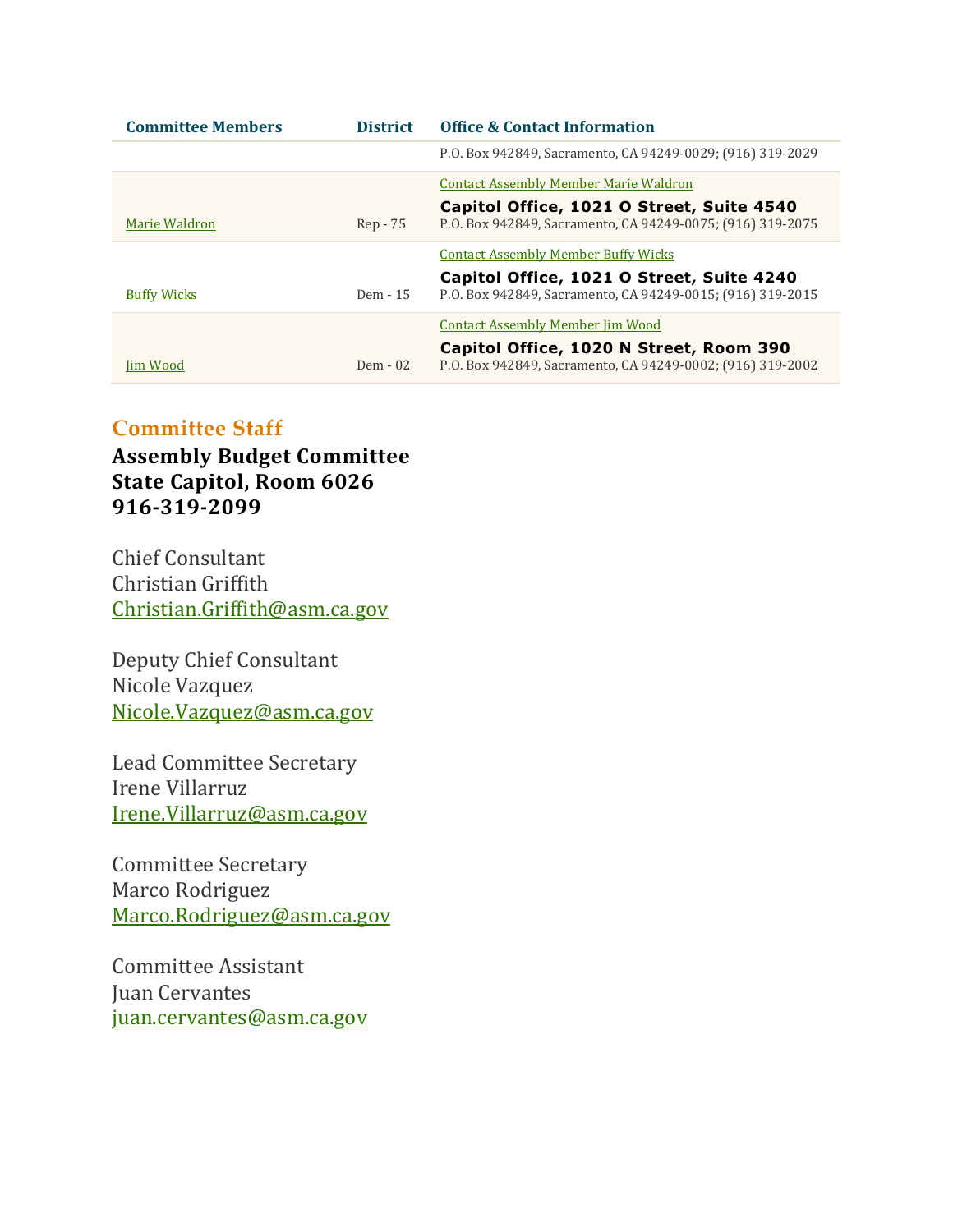| Committee Members | District | Office & Contact Information |
| --- | --- | --- |
| | | P.O. Box 942849, Sacramento, CA 94249-0029; (916) 319-2029 |
| Marie Waldron | Rep - 75 | Contact Assembly Member Marie Waldron<br>**Capitol Office, 1021 O Street, Suite 4540**<br>P.O. Box 942849, Sacramento, CA 94249-0075; (916) 319-2075 |
| Buffy Wicks | Dem - 15 | Contact Assembly Member Buffy Wicks<br>**Capitol Office, 1021 O Street, Suite 4240**<br>P.O. Box 942849, Sacramento, CA 94249-0015; (916) 319-2015 |
| Jim Wood | Dem - 02 | Contact Assembly Member Jim Wood<br>**Capitol Office, 1020 N Street, Room 390**<br>P.O. Box 942849, Sacramento, CA 94249-0002; (916) 319-2002 |

## Committee Staff

**Assembly Budget Committee**
**State Capitol, Room 6026**
**916-319-2099**

Chief Consultant
Christian Griffith
Christian.Griffith@asm.ca.gov

Deputy Chief Consultant
Nicole Vazquez
Nicole.Vazquez@asm.ca.gov

Lead Committee Secretary
Irene Villarruz
Irene.Villarruz@asm.ca.gov

Committee Secretary
Marco Rodriguez
Marco.Rodriguez@asm.ca.gov

Committee Assistant
Juan Cervantes
juan.cervantes@asm.ca.gov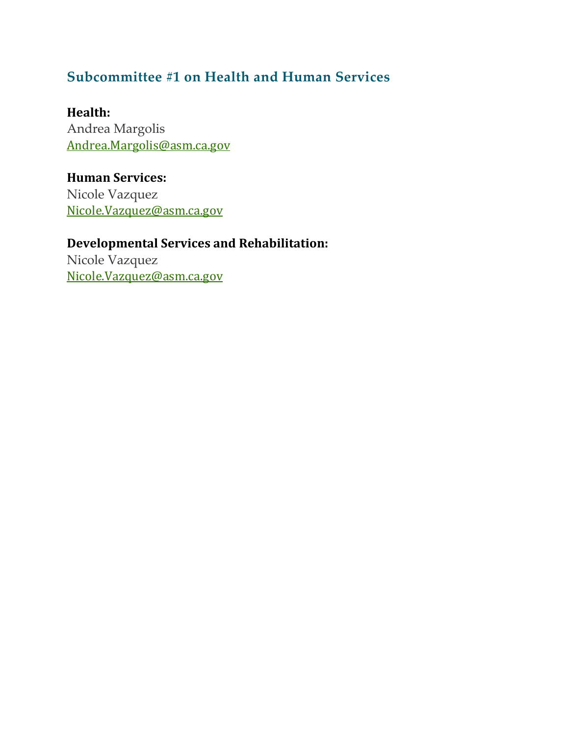## Subcommittee #1 on Health and Human Services

**Health:**
Andrea Margolis
Andrea.Margolis@asm.ca.gov

**Human Services:**
Nicole Vazquez
Nicole.Vazquez@asm.ca.gov

**Developmental Services and Rehabilitation:**
Nicole Vazquez
Nicole.Vazquez@asm.ca.gov